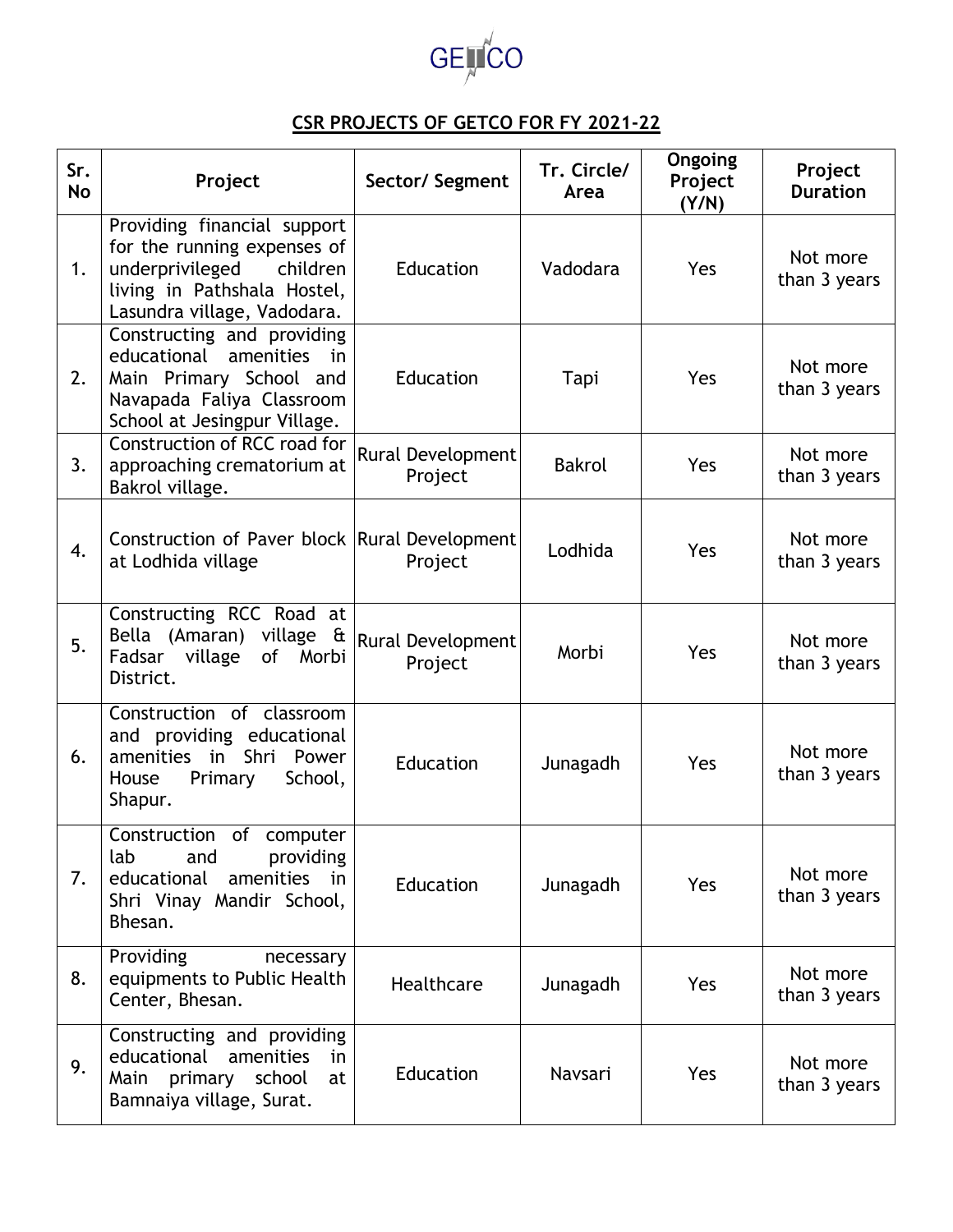GETCO

## CSR PROJECTS OF GETCO FOR FY 2021-22

| Sr. No | Project | Sector/ Segment | Tr. Circle/ Area | Ongoing Project (Y/N) | Project Duration |
|---|---|---|---|---|---|
| 1. | Providing financial support for the running expenses of underprivileged children living in Pathshala Hostel, Lasundra village, Vadodara. | Education | Vadodara | Yes | Not more than 3 years |
| 2. | Constructing and providing educational amenities in Main Primary School and Navapada Faliya Classroom School at Jesingpur Village. | Education | Tapi | Yes | Not more than 3 years |
| 3. | Construction of RCC road for approaching crematorium at Bakrol village. | Rural Development Project | Bakrol | Yes | Not more than 3 years |
| 4. | Construction of Paver block at Lodhida village | Rural Development Project | Lodhida | Yes | Not more than 3 years |
| 5. | Constructing RCC Road at Bella (Amaran) village & Fadsar village of Morbi District. | Rural Development Project | Morbi | Yes | Not more than 3 years |
| 6. | Construction of classroom and providing educational amenities in Shri Power House Primary School, Shapur. | Education | Junagadh | Yes | Not more than 3 years |
| 7. | Construction of computer lab and providing educational amenities in Shri Vinay Mandir School, Bhesan. | Education | Junagadh | Yes | Not more than 3 years |
| 8. | Providing necessary equipments to Public Health Center, Bhesan. | Healthcare | Junagadh | Yes | Not more than 3 years |
| 9. | Constructing and providing educational amenities in Main primary school at Bamnaiya village, Surat. | Education | Navsari | Yes | Not more than 3 years |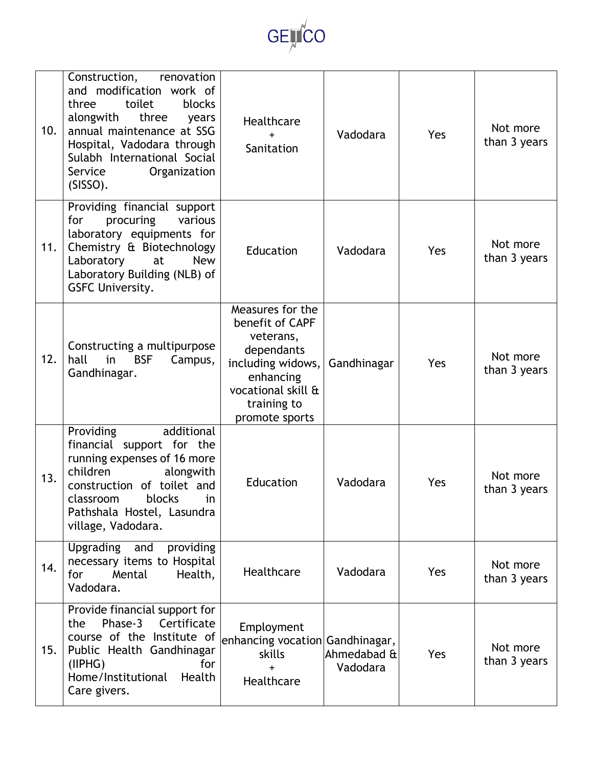| 10. | Construction, renovation and modification work of three toilet blocks alongwith three years annual maintenance at SSG Hospital, Vadodara through Sulabh International Social Service Organization (SISSO). | Healthcare + Sanitation | Vadodara | Yes | Not more than 3 years |
|---|---|---|---|---|---|
| 11. | Providing financial support for procuring various laboratory equipments for Chemistry & Biotechnology Laboratory at New Laboratory Building (NLB) of GSFC University. | Education | Vadodara | Yes | Not more than 3 years |
| 12. | Constructing a multipurpose hall in BSF Campus, Gandhinagar. | Measures for the benefit of CAPF veterans, dependants including widows, enhancing vocational skill & training to promote sports | Gandhinagar | Yes | Not more than 3 years |
| 13. | Providing additional financial support for the running expenses of 16 more children alongwith construction of toilet and classroom blocks in Pathshala Hostel, Lasundra village, Vadodara. | Education | Vadodara | Yes | Not more than 3 years |
| 14. | Upgrading and providing necessary items to Hospital for Mental Health, Vadodara. | Healthcare | Vadodara | Yes | Not more than 3 years |
| 15. | Provide financial support for the Phase-3 Certificate course of the Institute of Public Health Gandhinagar (IIPHG) for Home/Institutional Health Care givers. | Employment enhancing vocation skills + Healthcare | Gandhinagar, Ahmedabad & Vadodara | Yes | Not more than 3 years |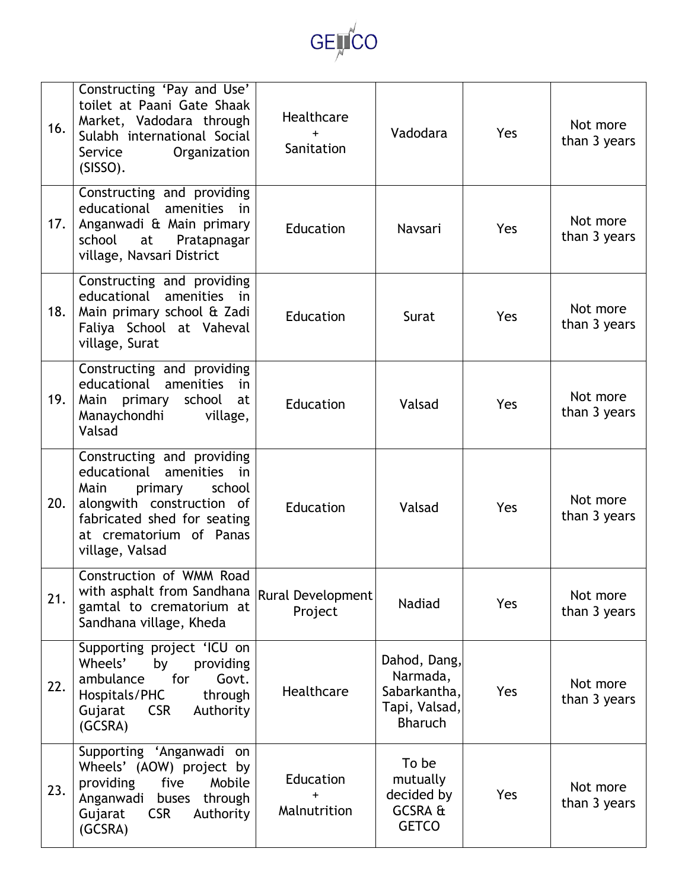| 16. | Constructing 'Pay and Use' toilet at Paani Gate Shaak Market, Vadodara through Sulabh international Social Service Organization (SISSO). | Healthcare + Sanitation | Vadodara | Yes | Not more than 3 years |
|---|---|---|---|---|---|
| 17. | Constructing and providing educational amenities in Anganwadi & Main primary school at Pratapnagar village, Navsari District | Education | Navsari | Yes | Not more than 3 years |
| 18. | Constructing and providing educational amenities in Main primary school & Zadi Faliya School at Vaheval village, Surat | Education | Surat | Yes | Not more than 3 years |
| 19. | Constructing and providing educational amenities in Main primary school at Manaychondhi village, Valsad | Education | Valsad | Yes | Not more than 3 years |
| 20. | Constructing and providing educational amenities in Main primary school alongwith construction of fabricated shed for seating at crematorium of Panas village, Valsad | Education | Valsad | Yes | Not more than 3 years |
| 21. | Construction of WMM Road with asphalt from Sandhana gamtal to crematorium at Sandhana village, Kheda | Rural Development Project | Nadiad | Yes | Not more than 3 years |
| 22. | Supporting project 'ICU on Wheels' by providing ambulance for Govt. Hospitals/PHC through Gujarat CSR Authority (GCSRA) | Healthcare | Dahod, Dang, Narmada, Sabarkantha, Tapi, Valsad, Bharuch | Yes | Not more than 3 years |
| 23. | Supporting 'Anganwadi on Wheels' (AOW) project by providing five Mobile Anganwadi buses through Gujarat CSR Authority (GCSRA) | Education + Malnutrition | To be mutually decided by GCSRA & GETCO | Yes | Not more than 3 years |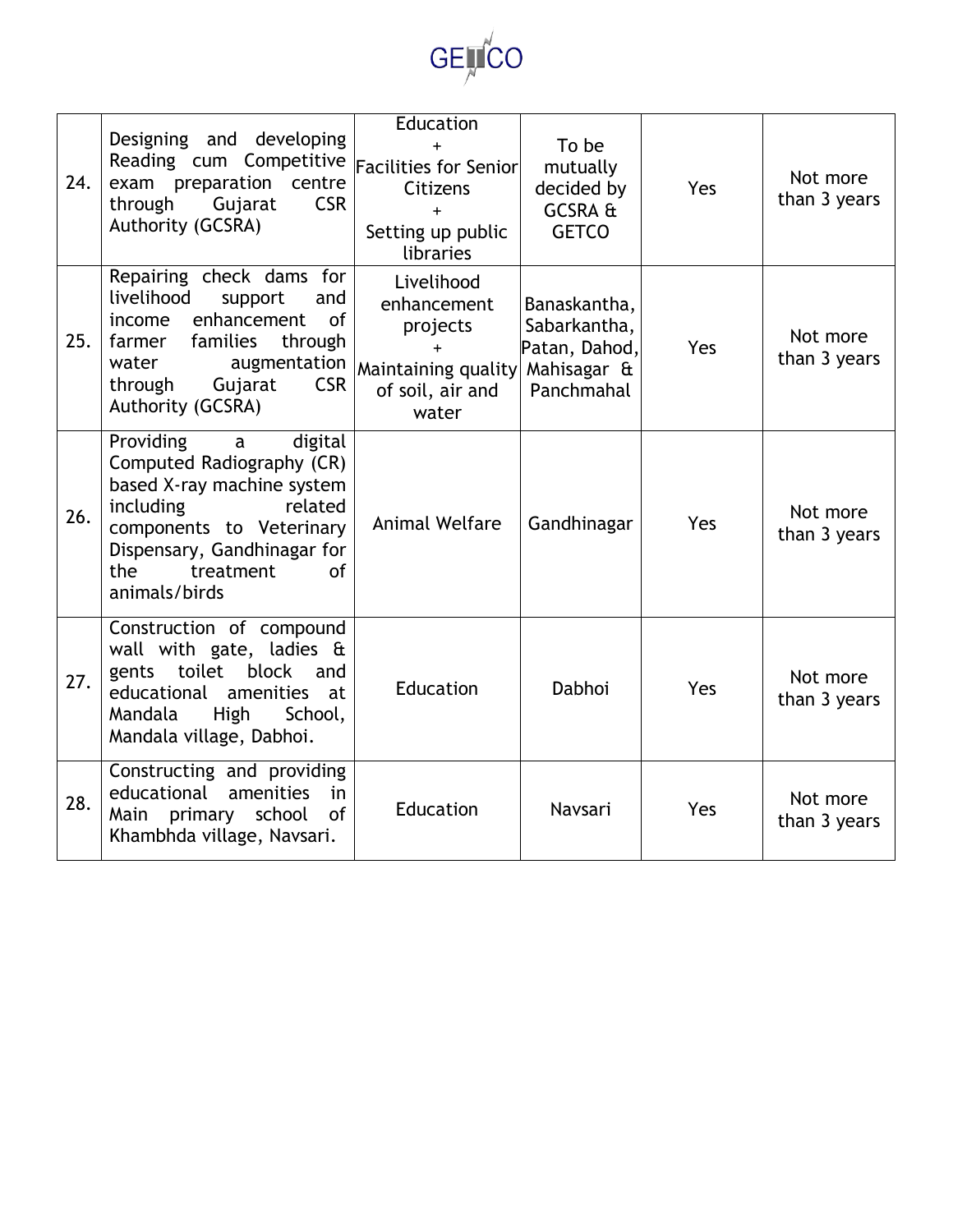| | | | | | |
|---|---|---|---|---|---|
| 24. | Designing and developing Reading cum Competitive exam preparation centre through Gujarat CSR Authority (GCSRA) | Education + Facilities for Senior Citizens + Setting up public libraries | To be mutually decided by GCSRA & GETCO | Yes | Not more than 3 years |
| 25. | Repairing check dams for livelihood support and income enhancement of farmer families through water augmentation through Gujarat CSR Authority (GCSRA) | Livelihood enhancement projects + Maintaining quality of soil, air and water | Banaskantha, Sabarkantha, Patan, Dahod, Mahisagar & Panchmahal | Yes | Not more than 3 years |
| 26. | Providing a digital Computed Radiography (CR) based X-ray machine system including related components to Veterinary Dispensary, Gandhinagar for the treatment of animals/birds | Animal Welfare | Gandhinagar | Yes | Not more than 3 years |
| 27. | Construction of compound wall with gate, ladies & gents toilet block and educational amenities at Mandala High School, Mandala village, Dabhoi. | Education | Dabhoi | Yes | Not more than 3 years |
| 28. | Constructing and providing educational amenities in Main primary school of Khambhda village, Navsari. | Education | Navsari | Yes | Not more than 3 years |